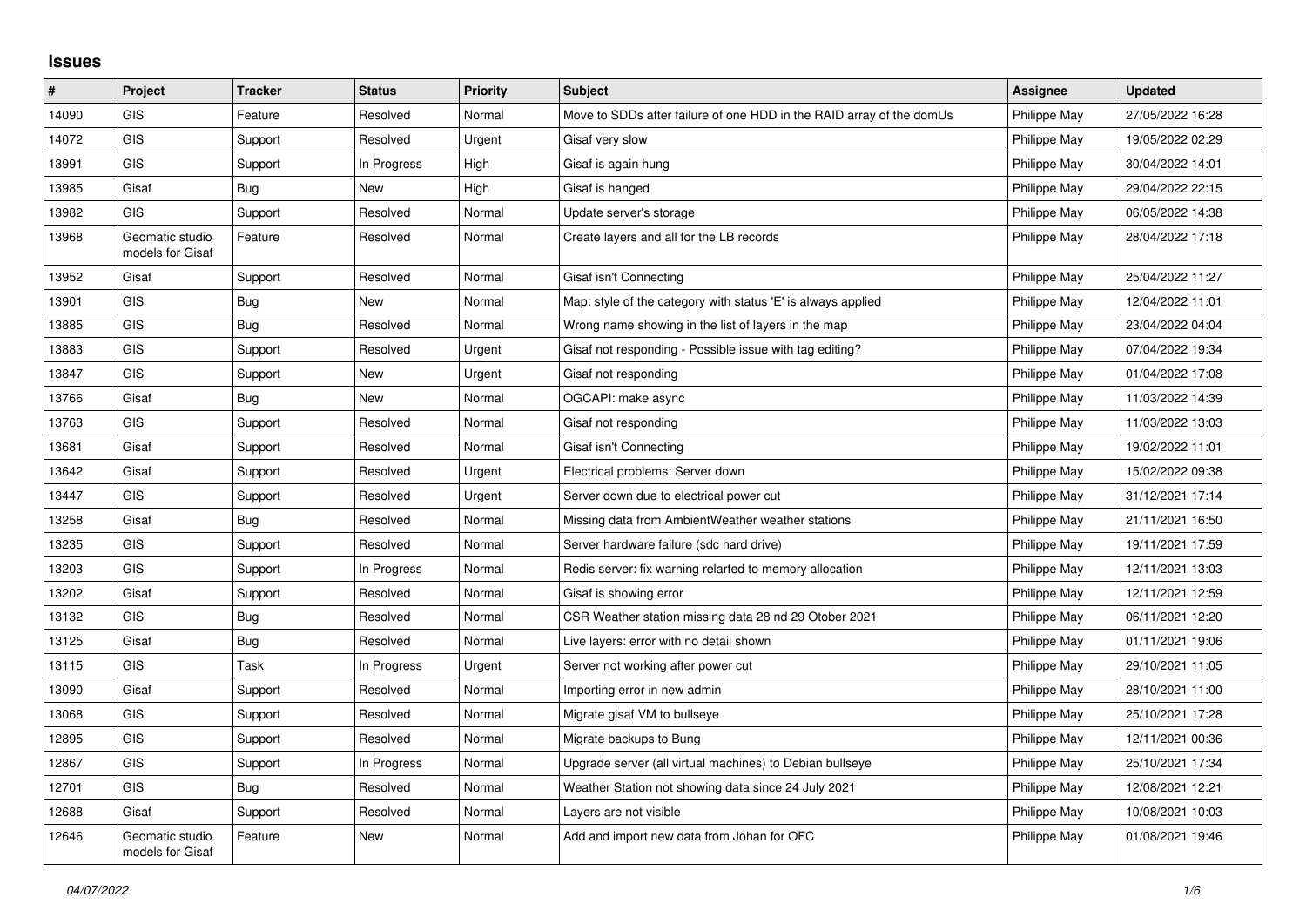## Issues

| # | Project | Tracker | Status | Priority | Subject | Assignee | Updated |
|---|---|---|---|---|---|---|---|
| 14090 | GIS | Feature | Resolved | Normal | Move to SDDs after failure of one HDD in the RAID array of the domUs | Philippe May | 27/05/2022 16:28 |
| 14072 | GIS | Support | Resolved | Urgent | Gisaf very slow | Philippe May | 19/05/2022 02:29 |
| 13991 | GIS | Support | In Progress | High | Gisaf is again hung | Philippe May | 30/04/2022 14:01 |
| 13985 | Gisaf | Bug | New | High | Gisaf is hanged | Philippe May | 29/04/2022 22:15 |
| 13982 | GIS | Support | Resolved | Normal | Update server's storage | Philippe May | 06/05/2022 14:38 |
| 13968 | Geomatic studio models for Gisaf | Feature | Resolved | Normal | Create layers and all for the LB records | Philippe May | 28/04/2022 17:18 |
| 13952 | Gisaf | Support | Resolved | Normal | Gisaf isn't Connecting | Philippe May | 25/04/2022 11:27 |
| 13901 | GIS | Bug | New | Normal | Map: style of the category with status 'E' is always applied | Philippe May | 12/04/2022 11:01 |
| 13885 | GIS | Bug | Resolved | Normal | Wrong name showing in the list of layers in the map | Philippe May | 23/04/2022 04:04 |
| 13883 | GIS | Support | Resolved | Urgent | Gisaf not responding - Possible issue with tag editing? | Philippe May | 07/04/2022 19:34 |
| 13847 | GIS | Support | New | Urgent | Gisaf not responding | Philippe May | 01/04/2022 17:08 |
| 13766 | Gisaf | Bug | New | Normal | OGCAPI: make async | Philippe May | 11/03/2022 14:39 |
| 13763 | GIS | Support | Resolved | Normal | Gisaf not responding | Philippe May | 11/03/2022 13:03 |
| 13681 | Gisaf | Support | Resolved | Normal | Gisaf isn't Connecting | Philippe May | 19/02/2022 11:01 |
| 13642 | Gisaf | Support | Resolved | Urgent | Electrical problems: Server down | Philippe May | 15/02/2022 09:38 |
| 13447 | GIS | Support | Resolved | Urgent | Server down due to electrical power cut | Philippe May | 31/12/2021 17:14 |
| 13258 | Gisaf | Bug | Resolved | Normal | Missing data from AmbientWeather weather stations | Philippe May | 21/11/2021 16:50 |
| 13235 | GIS | Support | Resolved | Normal | Server hardware failure (sdc hard drive) | Philippe May | 19/11/2021 17:59 |
| 13203 | GIS | Support | In Progress | Normal | Redis server: fix warning relarted to memory allocation | Philippe May | 12/11/2021 13:03 |
| 13202 | Gisaf | Support | Resolved | Normal | Gisaf is showing error | Philippe May | 12/11/2021 12:59 |
| 13132 | GIS | Bug | Resolved | Normal | CSR Weather station missing data 28 nd 29 Otober 2021 | Philippe May | 06/11/2021 12:20 |
| 13125 | Gisaf | Bug | Resolved | Normal | Live layers: error with no detail shown | Philippe May | 01/11/2021 19:06 |
| 13115 | GIS | Task | In Progress | Urgent | Server not working after power cut | Philippe May | 29/10/2021 11:05 |
| 13090 | Gisaf | Support | Resolved | Normal | Importing error in new admin | Philippe May | 28/10/2021 11:00 |
| 13068 | GIS | Support | Resolved | Normal | Migrate gisaf VM to bullseye | Philippe May | 25/10/2021 17:28 |
| 12895 | GIS | Support | Resolved | Normal | Migrate backups to Bung | Philippe May | 12/11/2021 00:36 |
| 12867 | GIS | Support | In Progress | Normal | Upgrade server (all virtual machines) to Debian bullseye | Philippe May | 25/10/2021 17:34 |
| 12701 | GIS | Bug | Resolved | Normal | Weather Station not showing data since 24 July 2021 | Philippe May | 12/08/2021 12:21 |
| 12688 | Gisaf | Support | Resolved | Normal | Layers are not visible | Philippe May | 10/08/2021 10:03 |
| 12646 | Geomatic studio models for Gisaf | Feature | New | Normal | Add and import new data from Johan for OFC | Philippe May | 01/08/2021 19:46 |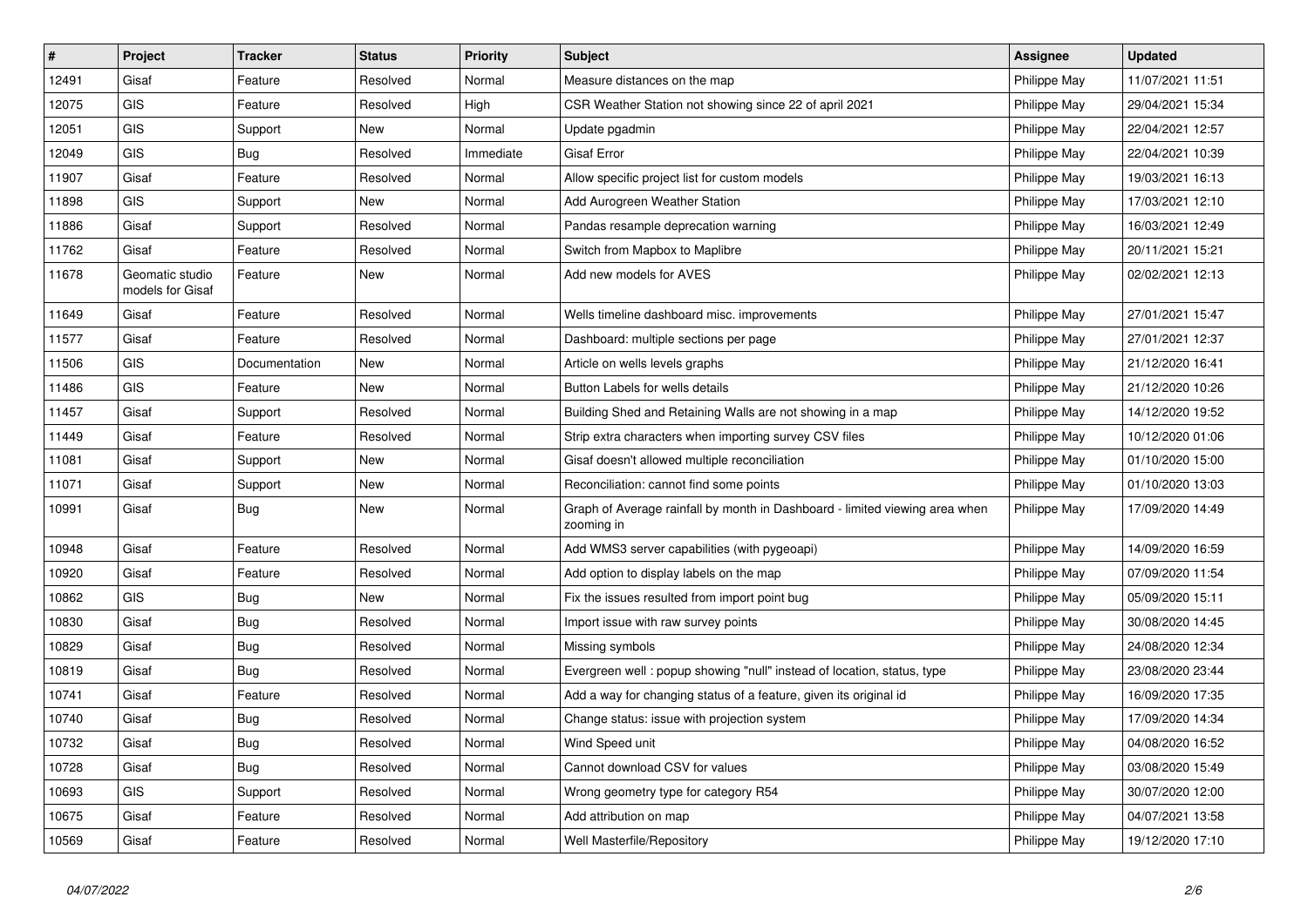| # | Project | Tracker | Status | Priority | Subject | Assignee | Updated |
|---|---|---|---|---|---|---|---|
| 12491 | Gisaf | Feature | Resolved | Normal | Measure distances on the map | Philippe May | 11/07/2021 11:51 |
| 12075 | GIS | Feature | Resolved | High | CSR Weather Station not showing since 22 of april 2021 | Philippe May | 29/04/2021 15:34 |
| 12051 | GIS | Support | New | Normal | Update pgadmin | Philippe May | 22/04/2021 12:57 |
| 12049 | GIS | Bug | Resolved | Immediate | Gisaf Error | Philippe May | 22/04/2021 10:39 |
| 11907 | Gisaf | Feature | Resolved | Normal | Allow specific project list for custom models | Philippe May | 19/03/2021 16:13 |
| 11898 | GIS | Support | New | Normal | Add Aurogreen Weather Station | Philippe May | 17/03/2021 12:10 |
| 11886 | Gisaf | Support | Resolved | Normal | Pandas resample deprecation warning | Philippe May | 16/03/2021 12:49 |
| 11762 | Gisaf | Feature | Resolved | Normal | Switch from Mapbox to Maplibre | Philippe May | 20/11/2021 15:21 |
| 11678 | Geomatic studio models for Gisaf | Feature | New | Normal | Add new models for AVES | Philippe May | 02/02/2021 12:13 |
| 11649 | Gisaf | Feature | Resolved | Normal | Wells timeline dashboard misc. improvements | Philippe May | 27/01/2021 15:47 |
| 11577 | Gisaf | Feature | Resolved | Normal | Dashboard: multiple sections per page | Philippe May | 27/01/2021 12:37 |
| 11506 | GIS | Documentation | New | Normal | Article on wells levels graphs | Philippe May | 21/12/2020 16:41 |
| 11486 | GIS | Feature | New | Normal | Button Labels for wells details | Philippe May | 21/12/2020 10:26 |
| 11457 | Gisaf | Support | Resolved | Normal | Building Shed and Retaining Walls are not showing in a map | Philippe May | 14/12/2020 19:52 |
| 11449 | Gisaf | Feature | Resolved | Normal | Strip extra characters when importing survey CSV files | Philippe May | 10/12/2020 01:06 |
| 11081 | Gisaf | Support | New | Normal | Gisaf doesn't allowed multiple reconciliation | Philippe May | 01/10/2020 15:00 |
| 11071 | Gisaf | Support | New | Normal | Reconciliation: cannot find some points | Philippe May | 01/10/2020 13:03 |
| 10991 | Gisaf | Bug | New | Normal | Graph of Average rainfall by month in Dashboard - limited viewing area when zooming in | Philippe May | 17/09/2020 14:49 |
| 10948 | Gisaf | Feature | Resolved | Normal | Add WMS3 server capabilities (with pygeoapi) | Philippe May | 14/09/2020 16:59 |
| 10920 | Gisaf | Feature | Resolved | Normal | Add option to display labels on the map | Philippe May | 07/09/2020 11:54 |
| 10862 | GIS | Bug | New | Normal | Fix the issues resulted from import point bug | Philippe May | 05/09/2020 15:11 |
| 10830 | Gisaf | Bug | Resolved | Normal | Import issue with raw survey points | Philippe May | 30/08/2020 14:45 |
| 10829 | Gisaf | Bug | Resolved | Normal | Missing symbols | Philippe May | 24/08/2020 12:34 |
| 10819 | Gisaf | Bug | Resolved | Normal | Evergreen well : popup showing "null" instead of location, status, type | Philippe May | 23/08/2020 23:44 |
| 10741 | Gisaf | Feature | Resolved | Normal | Add a way for changing status of a feature, given its original id | Philippe May | 16/09/2020 17:35 |
| 10740 | Gisaf | Bug | Resolved | Normal | Change status: issue with projection system | Philippe May | 17/09/2020 14:34 |
| 10732 | Gisaf | Bug | Resolved | Normal | Wind Speed unit | Philippe May | 04/08/2020 16:52 |
| 10728 | Gisaf | Bug | Resolved | Normal | Cannot download CSV for values | Philippe May | 03/08/2020 15:49 |
| 10693 | GIS | Support | Resolved | Normal | Wrong geometry type for category R54 | Philippe May | 30/07/2020 12:00 |
| 10675 | Gisaf | Feature | Resolved | Normal | Add attribution on map | Philippe May | 04/07/2021 13:58 |
| 10569 | Gisaf | Feature | Resolved | Normal | Well Masterfile/Repository | Philippe May | 19/12/2020 17:10 |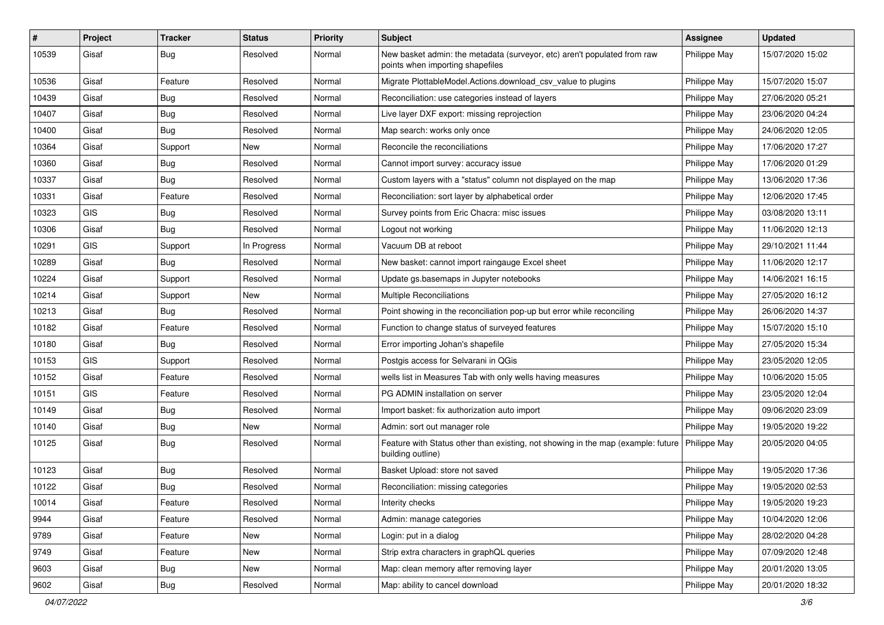| # | Project | Tracker | Status | Priority | Subject | Assignee | Updated |
|---|---|---|---|---|---|---|---|
| 10539 | Gisaf | Bug | Resolved | Normal | New basket admin: the metadata (surveyor, etc) aren't populated from raw points when importing shapefiles | Philippe May | 15/07/2020 15:02 |
| 10536 | Gisaf | Feature | Resolved | Normal | Migrate PlottableModel.Actions.download_csv_value to plugins | Philippe May | 15/07/2020 15:07 |
| 10439 | Gisaf | Bug | Resolved | Normal | Reconciliation: use categories instead of layers | Philippe May | 27/06/2020 05:21 |
| 10407 | Gisaf | Bug | Resolved | Normal | Live layer DXF export: missing reprojection | Philippe May | 23/06/2020 04:24 |
| 10400 | Gisaf | Bug | Resolved | Normal | Map search: works only once | Philippe May | 24/06/2020 12:05 |
| 10364 | Gisaf | Support | New | Normal | Reconcile the reconciliations | Philippe May | 17/06/2020 17:27 |
| 10360 | Gisaf | Bug | Resolved | Normal | Cannot import survey: accuracy issue | Philippe May | 17/06/2020 01:29 |
| 10337 | Gisaf | Bug | Resolved | Normal | Custom layers with a "status" column not displayed on the map | Philippe May | 13/06/2020 17:36 |
| 10331 | Gisaf | Feature | Resolved | Normal | Reconciliation: sort layer by alphabetical order | Philippe May | 12/06/2020 17:45 |
| 10323 | GIS | Bug | Resolved | Normal | Survey points from Eric Chacra: misc issues | Philippe May | 03/08/2020 13:11 |
| 10306 | Gisaf | Bug | Resolved | Normal | Logout not working | Philippe May | 11/06/2020 12:13 |
| 10291 | GIS | Support | In Progress | Normal | Vacuum DB at reboot | Philippe May | 29/10/2021 11:44 |
| 10289 | Gisaf | Bug | Resolved | Normal | New basket: cannot import raingauge Excel sheet | Philippe May | 11/06/2020 12:17 |
| 10224 | Gisaf | Support | Resolved | Normal | Update gs.basemaps in Jupyter notebooks | Philippe May | 14/06/2021 16:15 |
| 10214 | Gisaf | Support | New | Normal | Multiple Reconciliations | Philippe May | 27/05/2020 16:12 |
| 10213 | Gisaf | Bug | Resolved | Normal | Point showing in the reconciliation pop-up but error while reconciling | Philippe May | 26/06/2020 14:37 |
| 10182 | Gisaf | Feature | Resolved | Normal | Function to change status of surveyed features | Philippe May | 15/07/2020 15:10 |
| 10180 | Gisaf | Bug | Resolved | Normal | Error importing Johan's shapefile | Philippe May | 27/05/2020 15:34 |
| 10153 | GIS | Support | Resolved | Normal | Postgis access for Selvarani in QGis | Philippe May | 23/05/2020 12:05 |
| 10152 | Gisaf | Feature | Resolved | Normal | wells list in Measures Tab with only wells having measures | Philippe May | 10/06/2020 15:05 |
| 10151 | GIS | Feature | Resolved | Normal | PG ADMIN installation on server | Philippe May | 23/05/2020 12:04 |
| 10149 | Gisaf | Bug | Resolved | Normal | Import basket: fix authorization auto import | Philippe May | 09/06/2020 23:09 |
| 10140 | Gisaf | Bug | New | Normal | Admin: sort out manager role | Philippe May | 19/05/2020 19:22 |
| 10125 | Gisaf | Bug | Resolved | Normal | Feature with Status other than existing, not showing in the map (example: future building outline) | Philippe May | 20/05/2020 04:05 |
| 10123 | Gisaf | Bug | Resolved | Normal | Basket Upload: store not saved | Philippe May | 19/05/2020 17:36 |
| 10122 | Gisaf | Bug | Resolved | Normal | Reconciliation: missing categories | Philippe May | 19/05/2020 02:53 |
| 10014 | Gisaf | Feature | Resolved | Normal | Interity checks | Philippe May | 19/05/2020 19:23 |
| 9944 | Gisaf | Feature | Resolved | Normal | Admin: manage categories | Philippe May | 10/04/2020 12:06 |
| 9789 | Gisaf | Feature | New | Normal | Login: put in a dialog | Philippe May | 28/02/2020 04:28 |
| 9749 | Gisaf | Feature | New | Normal | Strip extra characters in graphQL queries | Philippe May | 07/09/2020 12:48 |
| 9603 | Gisaf | Bug | New | Normal | Map: clean memory after removing layer | Philippe May | 20/01/2020 13:05 |
| 9602 | Gisaf | Bug | Resolved | Normal | Map: ability to cancel download | Philippe May | 20/01/2020 18:32 |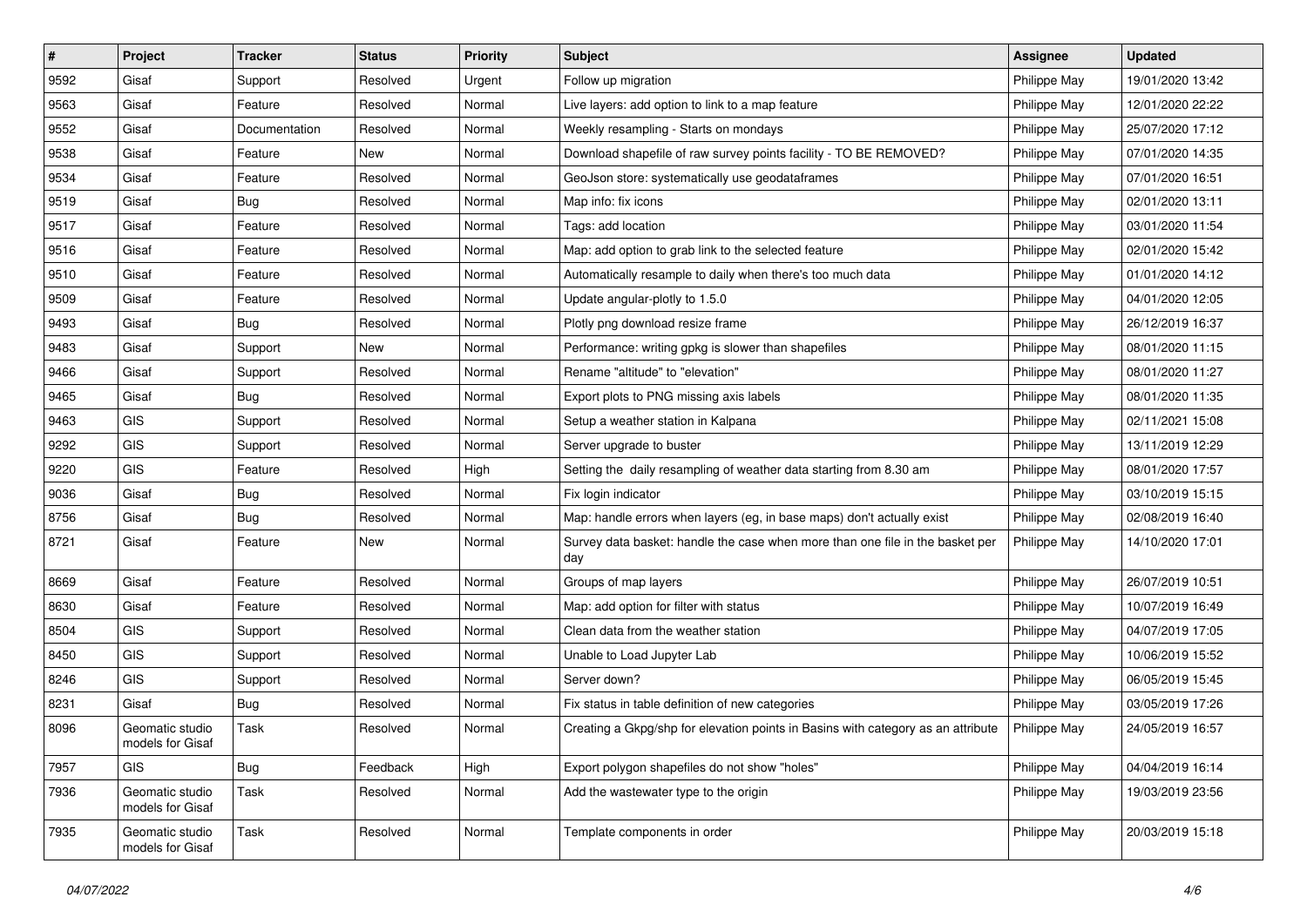| # | Project | Tracker | Status | Priority | Subject | Assignee | Updated |
|---|---|---|---|---|---|---|---|
| 9592 | Gisaf | Support | Resolved | Urgent | Follow up migration | Philippe May | 19/01/2020 13:42 |
| 9563 | Gisaf | Feature | Resolved | Normal | Live layers: add option to link to a map feature | Philippe May | 12/01/2020 22:22 |
| 9552 | Gisaf | Documentation | Resolved | Normal | Weekly resampling - Starts on mondays | Philippe May | 25/07/2020 17:12 |
| 9538 | Gisaf | Feature | New | Normal | Download shapefile of raw survey points facility - TO BE REMOVED? | Philippe May | 07/01/2020 14:35 |
| 9534 | Gisaf | Feature | Resolved | Normal | GeoJson store: systematically use geodataframes | Philippe May | 07/01/2020 16:51 |
| 9519 | Gisaf | Bug | Resolved | Normal | Map info: fix icons | Philippe May | 02/01/2020 13:11 |
| 9517 | Gisaf | Feature | Resolved | Normal | Tags: add location | Philippe May | 03/01/2020 11:54 |
| 9516 | Gisaf | Feature | Resolved | Normal | Map: add option to grab link to the selected feature | Philippe May | 02/01/2020 15:42 |
| 9510 | Gisaf | Feature | Resolved | Normal | Automatically resample to daily when there's too much data | Philippe May | 01/01/2020 14:12 |
| 9509 | Gisaf | Feature | Resolved | Normal | Update angular-plotly to 1.5.0 | Philippe May | 04/01/2020 12:05 |
| 9493 | Gisaf | Bug | Resolved | Normal | Plotly png download resize frame | Philippe May | 26/12/2019 16:37 |
| 9483 | Gisaf | Support | New | Normal | Performance: writing gpkg is slower than shapefiles | Philippe May | 08/01/2020 11:15 |
| 9466 | Gisaf | Support | Resolved | Normal | Rename "altitude" to "elevation" | Philippe May | 08/01/2020 11:27 |
| 9465 | Gisaf | Bug | Resolved | Normal | Export plots to PNG missing axis labels | Philippe May | 08/01/2020 11:35 |
| 9463 | GIS | Support | Resolved | Normal | Setup a weather station in Kalpana | Philippe May | 02/11/2021 15:08 |
| 9292 | GIS | Support | Resolved | Normal | Server upgrade to buster | Philippe May | 13/11/2019 12:29 |
| 9220 | GIS | Feature | Resolved | High | Setting the daily resampling of weather data starting from 8.30 am | Philippe May | 08/01/2020 17:57 |
| 9036 | Gisaf | Bug | Resolved | Normal | Fix login indicator | Philippe May | 03/10/2019 15:15 |
| 8756 | Gisaf | Bug | Resolved | Normal | Map: handle errors when layers (eg, in base maps) don't actually exist | Philippe May | 02/08/2019 16:40 |
| 8721 | Gisaf | Feature | New | Normal | Survey data basket: handle the case when more than one file in the basket per day | Philippe May | 14/10/2020 17:01 |
| 8669 | Gisaf | Feature | Resolved | Normal | Groups of map layers | Philippe May | 26/07/2019 10:51 |
| 8630 | Gisaf | Feature | Resolved | Normal | Map: add option for filter with status | Philippe May | 10/07/2019 16:49 |
| 8504 | GIS | Support | Resolved | Normal | Clean data from the weather station | Philippe May | 04/07/2019 17:05 |
| 8450 | GIS | Support | Resolved | Normal | Unable to Load Jupyter Lab | Philippe May | 10/06/2019 15:52 |
| 8246 | GIS | Support | Resolved | Normal | Server down? | Philippe May | 06/05/2019 15:45 |
| 8231 | Gisaf | Bug | Resolved | Normal | Fix status in table definition of new categories | Philippe May | 03/05/2019 17:26 |
| 8096 | Geomatic studio models for Gisaf | Task | Resolved | Normal | Creating a Gkpg/shp for elevation points in Basins with category as an attribute | Philippe May | 24/05/2019 16:57 |
| 7957 | GIS | Bug | Feedback | High | Export polygon shapefiles do not show "holes" | Philippe May | 04/04/2019 16:14 |
| 7936 | Geomatic studio models for Gisaf | Task | Resolved | Normal | Add the wastewater type to the origin | Philippe May | 19/03/2019 23:56 |
| 7935 | Geomatic studio models for Gisaf | Task | Resolved | Normal | Template components in order | Philippe May | 20/03/2019 15:18 |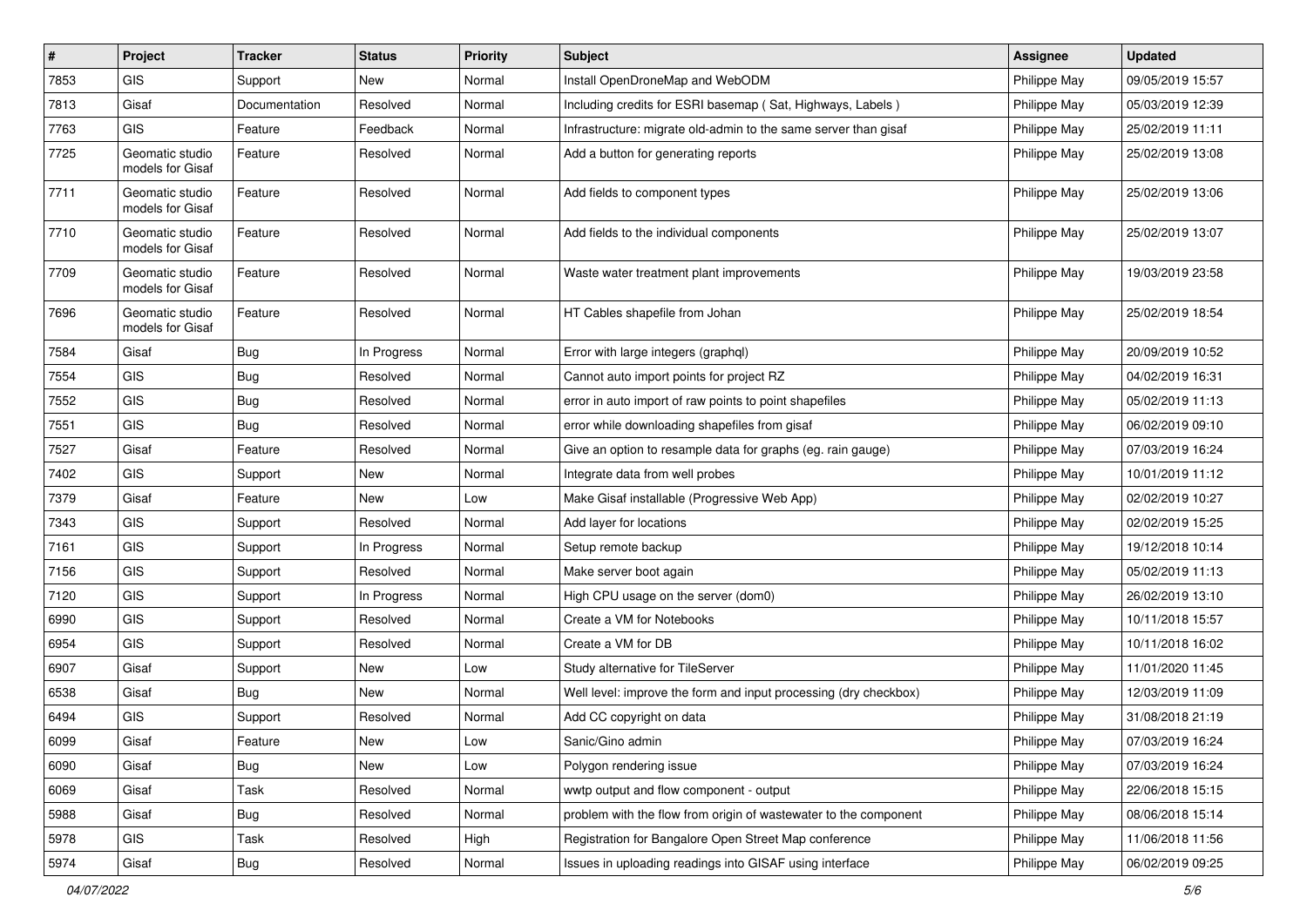| # | Project | Tracker | Status | Priority | Subject | Assignee | Updated |
|---|---|---|---|---|---|---|---|
| 7853 | GIS | Support | New | Normal | Install OpenDroneMap and WebODM | Philippe May | 09/05/2019 15:57 |
| 7813 | Gisaf | Documentation | Resolved | Normal | Including credits for ESRI basemap ( Sat, Highways, Labels ) | Philippe May | 05/03/2019 12:39 |
| 7763 | GIS | Feature | Feedback | Normal | Infrastructure: migrate old-admin to the same server than gisaf | Philippe May | 25/02/2019 11:11 |
| 7725 | Geomatic studio models for Gisaf | Feature | Resolved | Normal | Add a button for generating reports | Philippe May | 25/02/2019 13:08 |
| 7711 | Geomatic studio models for Gisaf | Feature | Resolved | Normal | Add fields to component types | Philippe May | 25/02/2019 13:06 |
| 7710 | Geomatic studio models for Gisaf | Feature | Resolved | Normal | Add fields to the individual components | Philippe May | 25/02/2019 13:07 |
| 7709 | Geomatic studio models for Gisaf | Feature | Resolved | Normal | Waste water treatment plant improvements | Philippe May | 19/03/2019 23:58 |
| 7696 | Geomatic studio models for Gisaf | Feature | Resolved | Normal | HT Cables shapefile from Johan | Philippe May | 25/02/2019 18:54 |
| 7584 | Gisaf | Bug | In Progress | Normal | Error with large integers (graphql) | Philippe May | 20/09/2019 10:52 |
| 7554 | GIS | Bug | Resolved | Normal | Cannot auto import points for project RZ | Philippe May | 04/02/2019 16:31 |
| 7552 | GIS | Bug | Resolved | Normal | error in auto import of raw points to point shapefiles | Philippe May | 05/02/2019 11:13 |
| 7551 | GIS | Bug | Resolved | Normal | error while downloading shapefiles from gisaf | Philippe May | 06/02/2019 09:10 |
| 7527 | Gisaf | Feature | Resolved | Normal | Give an option to resample data for graphs (eg. rain gauge) | Philippe May | 07/03/2019 16:24 |
| 7402 | GIS | Support | New | Normal | Integrate data from well probes | Philippe May | 10/01/2019 11:12 |
| 7379 | Gisaf | Feature | New | Low | Make Gisaf installable (Progressive Web App) | Philippe May | 02/02/2019 10:27 |
| 7343 | GIS | Support | Resolved | Normal | Add layer for locations | Philippe May | 02/02/2019 15:25 |
| 7161 | GIS | Support | In Progress | Normal | Setup remote backup | Philippe May | 19/12/2018 10:14 |
| 7156 | GIS | Support | Resolved | Normal | Make server boot again | Philippe May | 05/02/2019 11:13 |
| 7120 | GIS | Support | In Progress | Normal | High CPU usage on the server (dom0) | Philippe May | 26/02/2019 13:10 |
| 6990 | GIS | Support | Resolved | Normal | Create a VM for Notebooks | Philippe May | 10/11/2018 15:57 |
| 6954 | GIS | Support | Resolved | Normal | Create a VM for DB | Philippe May | 10/11/2018 16:02 |
| 6907 | Gisaf | Support | New | Low | Study alternative for TileServer | Philippe May | 11/01/2020 11:45 |
| 6538 | Gisaf | Bug | New | Normal | Well level: improve the form and input processing (dry checkbox) | Philippe May | 12/03/2019 11:09 |
| 6494 | GIS | Support | Resolved | Normal | Add CC copyright on data | Philippe May | 31/08/2018 21:19 |
| 6099 | Gisaf | Feature | New | Low | Sanic/Gino admin | Philippe May | 07/03/2019 16:24 |
| 6090 | Gisaf | Bug | New | Low | Polygon rendering issue | Philippe May | 07/03/2019 16:24 |
| 6069 | Gisaf | Task | Resolved | Normal | wwtp output and flow component - output | Philippe May | 22/06/2018 15:15 |
| 5988 | Gisaf | Bug | Resolved | Normal | problem with the flow from origin of wastewater to the component | Philippe May | 08/06/2018 15:14 |
| 5978 | GIS | Task | Resolved | High | Registration for Bangalore Open Street Map conference | Philippe May | 11/06/2018 11:56 |
| 5974 | Gisaf | Bug | Resolved | Normal | Issues in uploading readings into GISAF using interface | Philippe May | 06/02/2019 09:25 |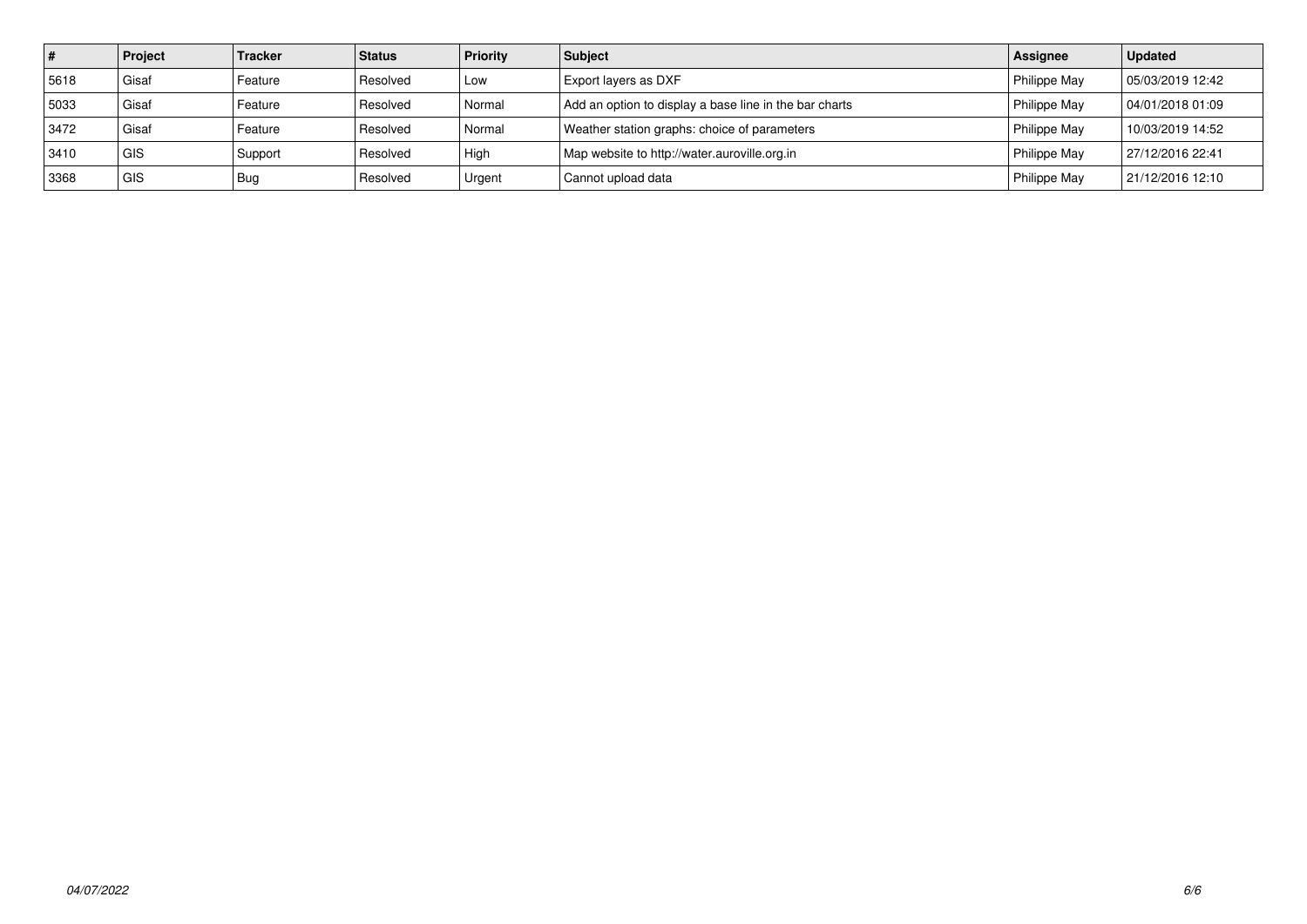| # | Project | Tracker | Status | Priority | Subject | Assignee | Updated |
|---|---|---|---|---|---|---|---|
| 5618 | Gisaf | Feature | Resolved | Low | Export layers as DXF | Philippe May | 05/03/2019 12:42 |
| 5033 | Gisaf | Feature | Resolved | Normal | Add an option to display a base line in the bar charts | Philippe May | 04/01/2018 01:09 |
| 3472 | Gisaf | Feature | Resolved | Normal | Weather station graphs: choice of parameters | Philippe May | 10/03/2019 14:52 |
| 3410 | GIS | Support | Resolved | High | Map website to http://water.auroville.org.in | Philippe May | 27/12/2016 22:41 |
| 3368 | GIS | Bug | Resolved | Urgent | Cannot upload data | Philippe May | 21/12/2016 12:10 |